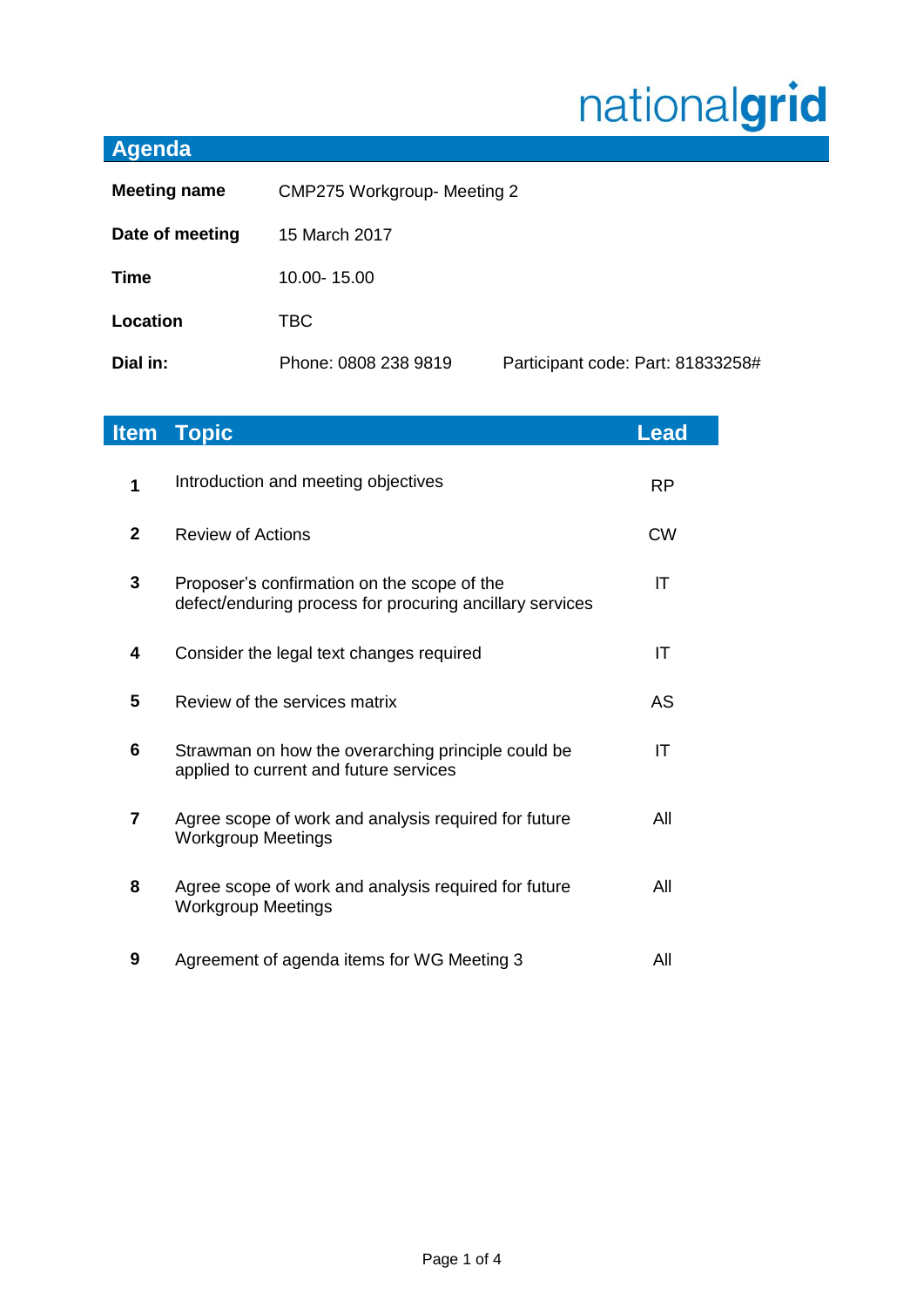nationalgrid

## Agenda

| | | |
|---|---|---|
| **Meeting name** | CMP275 Workgroup- Meeting 2 | |
| **Date of meeting** | 15 March 2017 | |
| **Time** | 10.00- 15.00 | |
| **Location** | TBC | |
| **Dial in:** | Phone: 0808 238 9819 | Participant code: Part: 81833258# |

| Item | Topic | Lead |
|---|---|---|
| **1** | Introduction and meeting objectives | RP |
| **2** | Review of Actions | CW |
| **3** | Proposer's confirmation on the scope of the defect/enduring process for procuring ancillary services | IT |
| **4** | Consider the legal text changes required | IT |
| **5** | Review of the services matrix | AS |
| **6** | Strawman on how the overarching principle could be applied to current and future services | IT |
| **7** | Agree scope of work and analysis required for future Workgroup Meetings | All |
| **8** | Agree scope of work and analysis required for future Workgroup Meetings | All |
| **9** | Agreement of agenda items for WG Meeting 3 | All |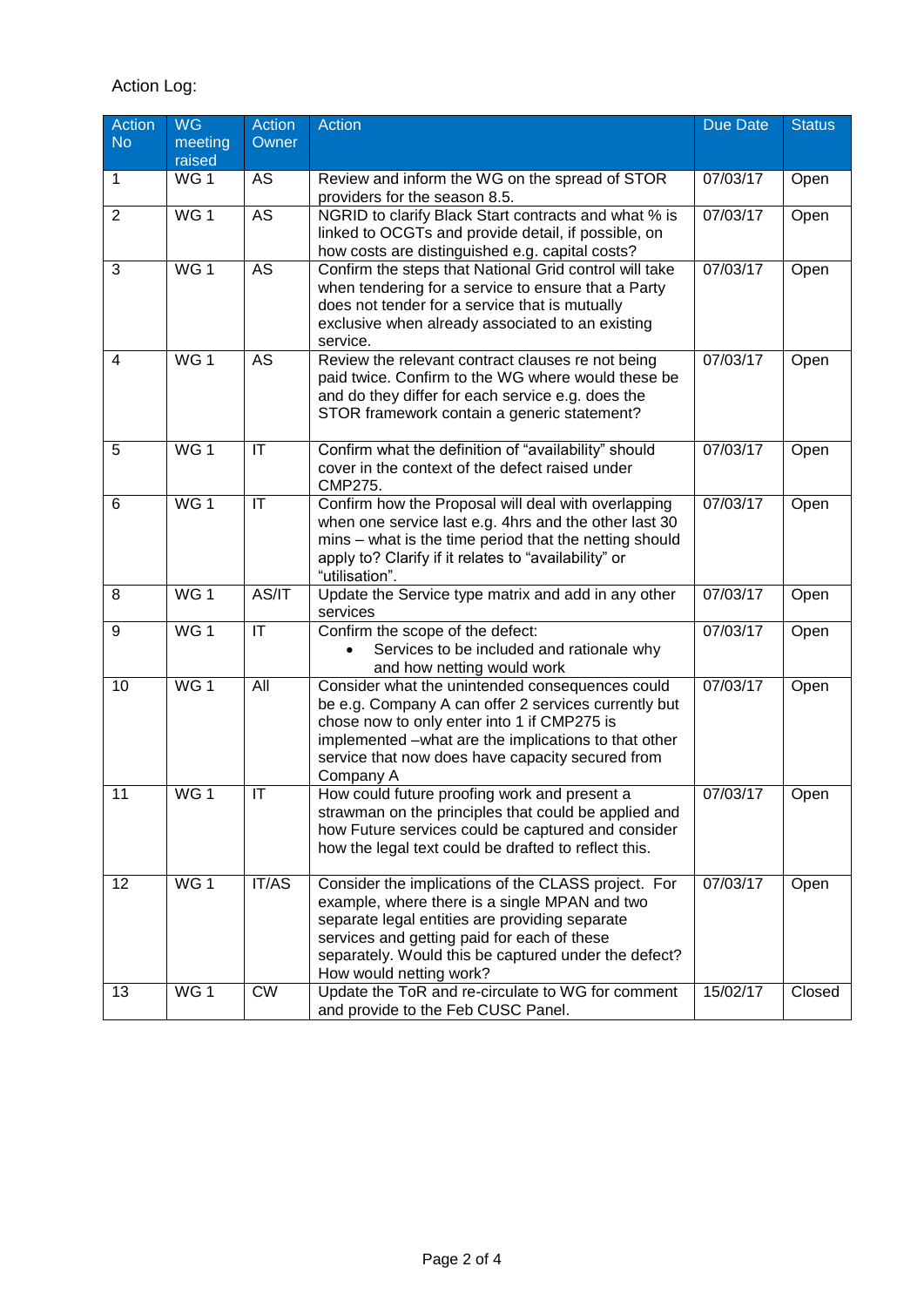Action Log:

| Action No | WG meeting raised | Action Owner | Action | Due Date | Status |
|---|---|---|---|---|---|
| 1 | WG 1 | AS | Review and inform the WG on the spread of STOR providers for the season 8.5. | 07/03/17 | Open |
| 2 | WG 1 | AS | NGRID to clarify Black Start contracts and what % is linked to OCGTs and provide detail, if possible, on how costs are distinguished e.g. capital costs? | 07/03/17 | Open |
| 3 | WG 1 | AS | Confirm the steps that National Grid control will take when tendering for a service to ensure that a Party does not tender for a service that is mutually exclusive when already associated to an existing service. | 07/03/17 | Open |
| 4 | WG 1 | AS | Review the relevant contract clauses re not being paid twice. Confirm to the WG where would these be and do they differ for each service e.g. does the STOR framework contain a generic statement? | 07/03/17 | Open |
| 5 | WG 1 | IT | Confirm what the definition of "availability" should cover in the context of the defect raised under CMP275. | 07/03/17 | Open |
| 6 | WG 1 | IT | Confirm how the Proposal will deal with overlapping when one service last e.g. 4hrs and the other last 30 mins – what is the time period that the netting should apply to? Clarify if it relates to "availability" or "utilisation". | 07/03/17 | Open |
| 8 | WG 1 | AS/IT | Update the Service type matrix and add in any other services | 07/03/17 | Open |
| 9 | WG 1 | IT | Confirm the scope of the defect:<br>• Services to be included and rationale why and how netting would work | 07/03/17 | Open |
| 10 | WG 1 | All | Consider what the unintended consequences could be e.g. Company A can offer 2 services currently but chose now to only enter into 1 if CMP275 is implemented –what are the implications to that other service that now does have capacity secured from Company A | 07/03/17 | Open |
| 11 | WG 1 | IT | How could future proofing work and present a strawman on the principles that could be applied and how Future services could be captured and consider how the legal text could be drafted to reflect this. | 07/03/17 | Open |
| 12 | WG 1 | IT/AS | Consider the implications of the CLASS project. For example, where there is a single MPAN and two separate legal entities are providing separate services and getting paid for each of these separately. Would this be captured under the defect? How would netting work? | 07/03/17 | Open |
| 13 | WG 1 | CW | Update the ToR and re-circulate to WG for comment and provide to the Feb CUSC Panel. | 15/02/17 | Closed |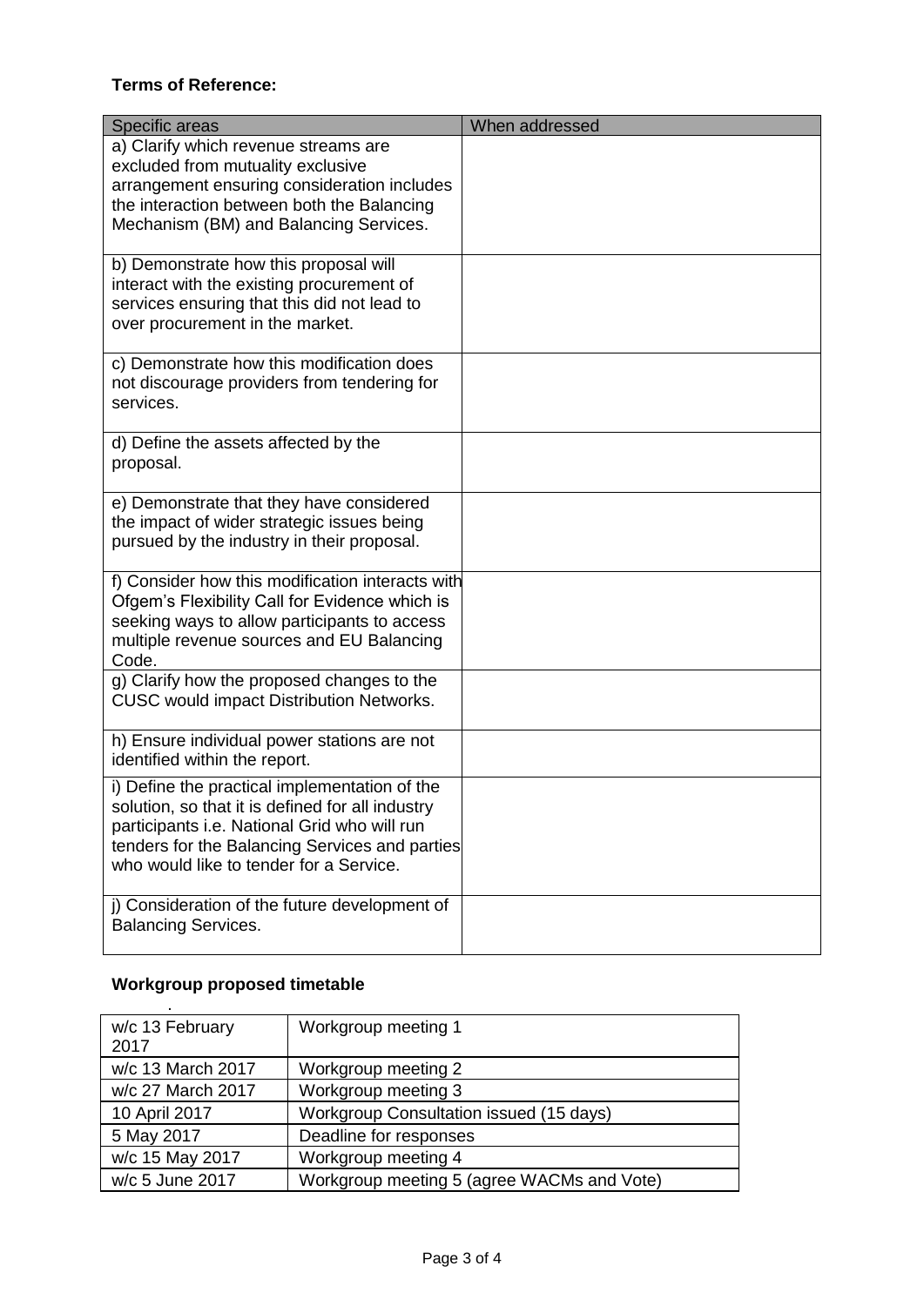**Terms of Reference:**

| Specific areas | When addressed |
|---|---|
| a) Clarify which revenue streams are excluded from mutuality exclusive arrangement ensuring consideration includes the interaction between both the Balancing Mechanism (BM) and Balancing Services. | |
| b) Demonstrate how this proposal will interact with the existing procurement of services ensuring that this did not lead to over procurement in the market. | |
| c) Demonstrate how this modification does not discourage providers from tendering for services. | |
| d) Define the assets affected by the proposal. | |
| e) Demonstrate that they have considered the impact of wider strategic issues being pursued by the industry in their proposal. | |
| f) Consider how this modification interacts with Ofgem's Flexibility Call for Evidence which is seeking ways to allow participants to access multiple revenue sources and EU Balancing Code. | |
| g) Clarify how the proposed changes to the CUSC would impact Distribution Networks. | |
| h) Ensure individual power stations are not identified within the report. | |
| i) Define the practical implementation of the solution, so that it is defined for all industry participants i.e. National Grid who will run tenders for the Balancing Services and parties who would like to tender for a Service. | |
| j) Consideration of the future development of Balancing Services. | |

**Workgroup proposed timetable**

| | |
|---|---|
| w/c 13 February 2017 | Workgroup meeting 1 |
| w/c 13 March 2017 | Workgroup meeting 2 |
| w/c 27 March 2017 | Workgroup meeting 3 |
| 10 April 2017 | Workgroup Consultation issued (15 days) |
| 5 May 2017 | Deadline for responses |
| w/c 15 May 2017 | Workgroup meeting 4 |
| w/c 5 June 2017 | Workgroup meeting 5 (agree WACMs and Vote) |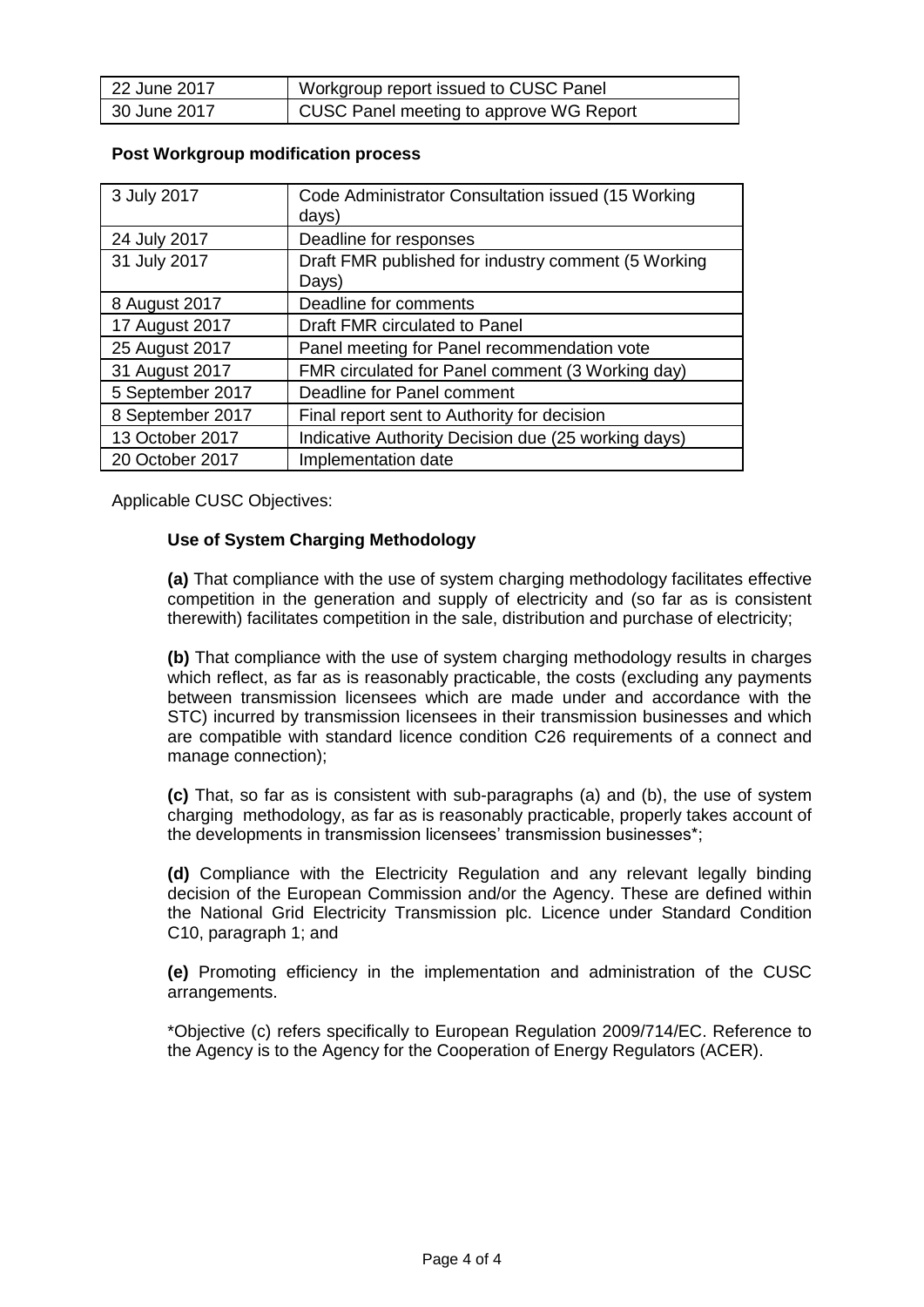| | |
|---|---|
| 22 June 2017 | Workgroup report issued to CUSC Panel |
| 30 June 2017 | CUSC Panel meeting to approve WG Report |

**Post Workgroup modification process**

| | |
|---|---|
| 3 July 2017 | Code Administrator Consultation issued (15 Working days) |
| 24 July 2017 | Deadline for responses |
| 31 July 2017 | Draft FMR published for industry comment (5 Working Days) |
| 8 August 2017 | Deadline for comments |
| 17 August 2017 | Draft FMR circulated to Panel |
| 25 August 2017 | Panel meeting for Panel recommendation vote |
| 31 August 2017 | FMR circulated for Panel comment (3 Working day) |
| 5 September 2017 | Deadline for Panel comment |
| 8 September 2017 | Final report sent to Authority for decision |
| 13 October 2017 | Indicative Authority Decision due (25 working days) |
| 20 October 2017 | Implementation date |

Applicable CUSC Objectives:

**Use of System Charging Methodology**

**(a)** That compliance with the use of system charging methodology facilitates effective competition in the generation and supply of electricity and (so far as is consistent therewith) facilitates competition in the sale, distribution and purchase of electricity;

**(b)** That compliance with the use of system charging methodology results in charges which reflect, as far as is reasonably practicable, the costs (excluding any payments between transmission licensees which are made under and accordance with the STC) incurred by transmission licensees in their transmission businesses and which are compatible with standard licence condition C26 requirements of a connect and manage connection);

**(c)** That, so far as is consistent with sub-paragraphs (a) and (b), the use of system charging methodology, as far as is reasonably practicable, properly takes account of the developments in transmission licensees' transmission businesses*;

**(d)** Compliance with the Electricity Regulation and any relevant legally binding decision of the European Commission and/or the Agency. These are defined within the National Grid Electricity Transmission plc. Licence under Standard Condition C10, paragraph 1; and

**(e)** Promoting efficiency in the implementation and administration of the CUSC arrangements.

*Objective (c) refers specifically to European Regulation 2009/714/EC. Reference to the Agency is to the Agency for the Cooperation of Energy Regulators (ACER).